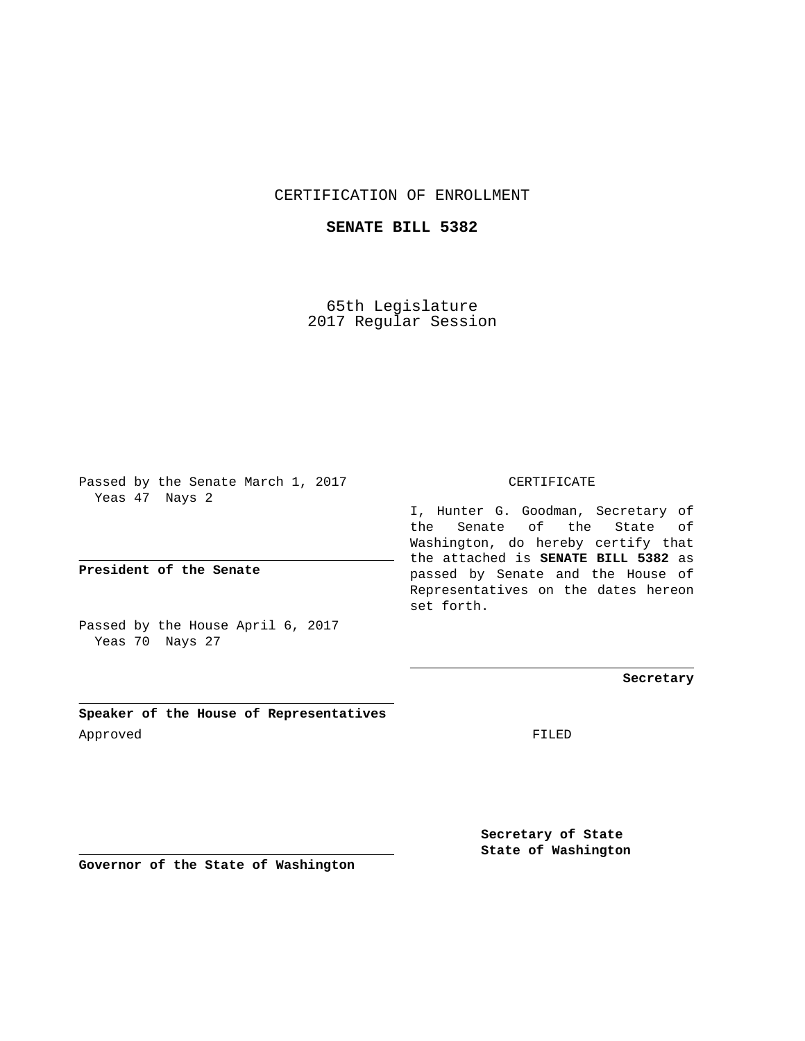# CERTIFICATION OF ENROLLMENT

## SENATE BILL 5382

65th Legislature
2017 Regular Session

Passed by the Senate March 1, 2017
Yeas 47 Nays 2

**President of the Senate**

Passed by the House April 6, 2017
Yeas 70 Nays 27

**Speaker of the House of Representatives**

Approved

**Governor of the State of Washington**

CERTIFICATE

I, Hunter G. Goodman, Secretary of the Senate of the State of Washington, do hereby certify that the attached is **SENATE BILL 5382** as passed by Senate and the House of Representatives on the dates hereon set forth.

**Secretary**

FILED

**Secretary of State**
**State of Washington**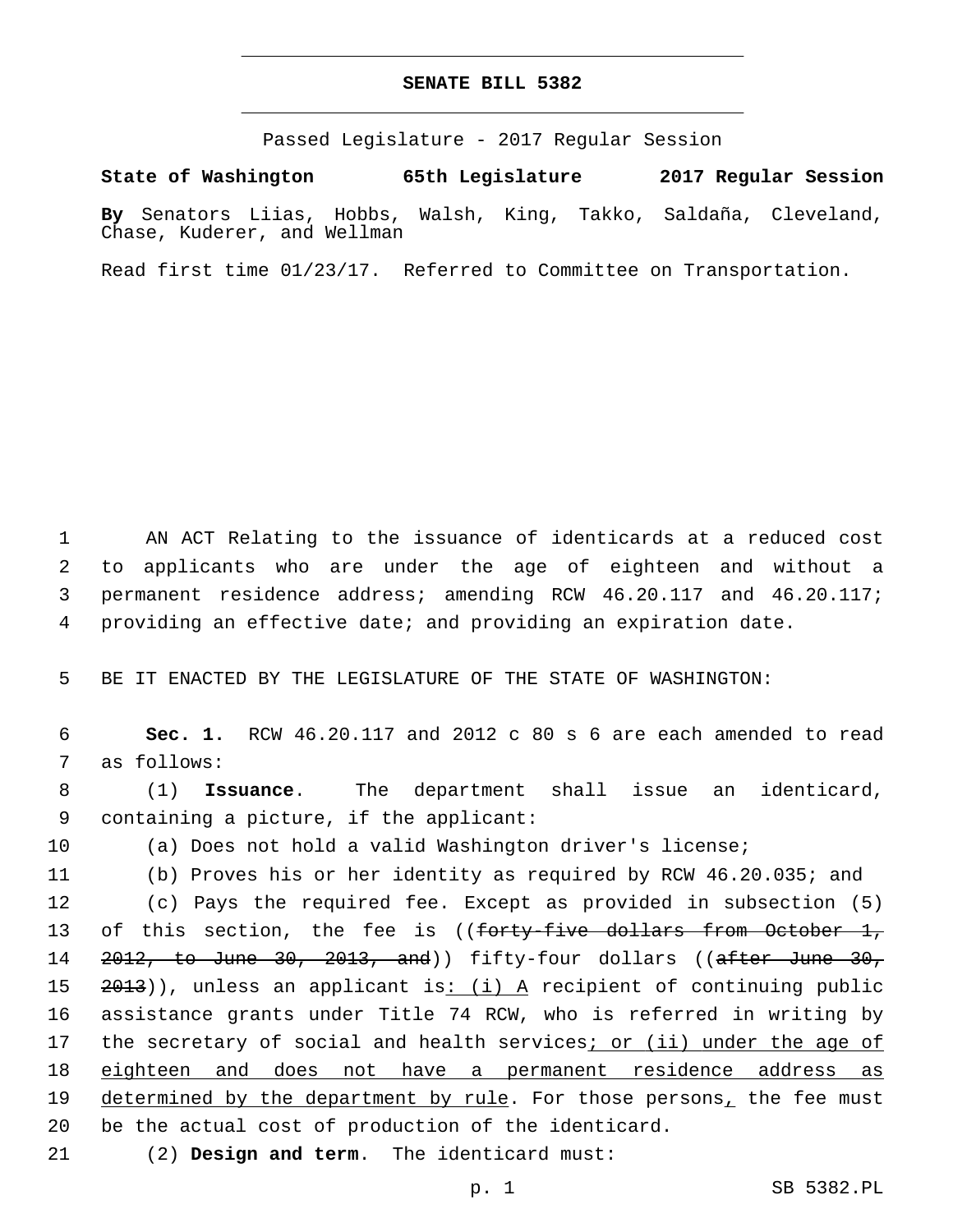# SENATE BILL 5382

Passed Legislature - 2017 Regular Session

**State of Washington 65th Legislature 2017 Regular Session**

**By** Senators Liias, Hobbs, Walsh, King, Takko, Saldaña, Cleveland, Chase, Kuderer, and Wellman

Read first time 01/23/17. Referred to Committee on Transportation.

AN ACT Relating to the issuance of identicards at a reduced cost to applicants who are under the age of eighteen and without a permanent residence address; amending RCW 46.20.117 and 46.20.117; providing an effective date; and providing an expiration date.

BE IT ENACTED BY THE LEGISLATURE OF THE STATE OF WASHINGTON:

**Sec. 1.** RCW 46.20.117 and 2012 c 80 s 6 are each amended to read as follows:

(1) **Issuance**. The department shall issue an identicard, containing a picture, if the applicant:

(a) Does not hold a valid Washington driver's license;

(b) Proves his or her identity as required by RCW 46.20.035; and

(c) Pays the required fee. Except as provided in subsection (5) of this section, the fee is ((~~forty-five dollars from October 1, 2012, to June 30, 2013, and~~)) fifty-four dollars ((~~after June 30, 2013~~)), unless an applicant is<u>: (i) A</u> recipient of continuing public assistance grants under Title 74 RCW, who is referred in writing by the secretary of social and health services<u>; or (ii) under the age of eighteen and does not have a permanent residence address as determined by the department by rule</u>. For those persons<u>,</u> the fee must be the actual cost of production of the identicard.

(2) **Design and term**. The identicard must: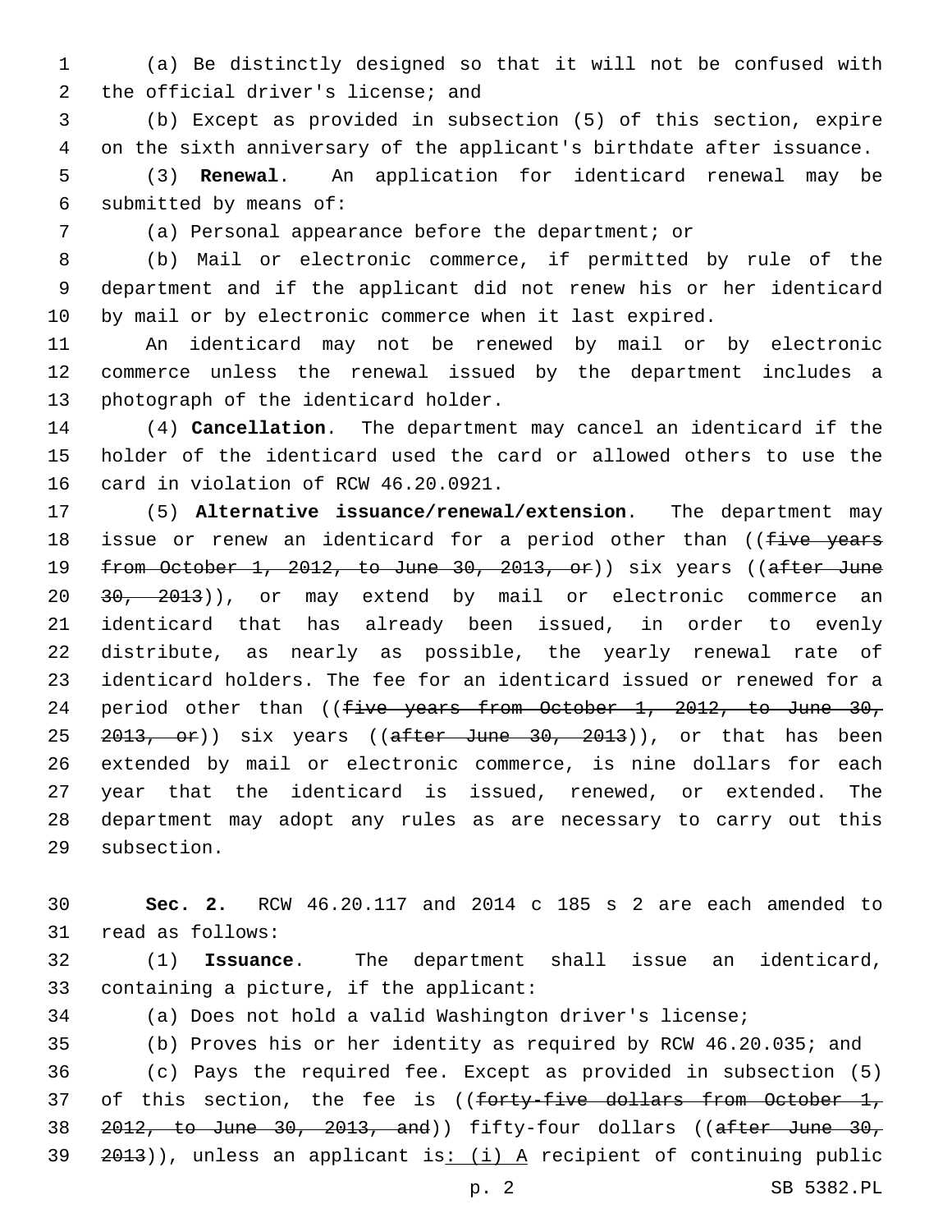(a) Be distinctly designed so that it will not be confused with the official driver's license; and

(b) Except as provided in subsection (5) of this section, expire on the sixth anniversary of the applicant's birthdate after issuance.

(3) **Renewal**. An application for identicard renewal may be submitted by means of:

(a) Personal appearance before the department; or

(b) Mail or electronic commerce, if permitted by rule of the department and if the applicant did not renew his or her identicard by mail or by electronic commerce when it last expired.

An identicard may not be renewed by mail or by electronic commerce unless the renewal issued by the department includes a photograph of the identicard holder.

(4) **Cancellation**. The department may cancel an identicard if the holder of the identicard used the card or allowed others to use the card in violation of RCW 46.20.0921.

(5) **Alternative issuance/renewal/extension**. The department may issue or renew an identicard for a period other than ((~~five years from October 1, 2012, to June 30, 2013, or~~)) six years ((~~after June 30, 2013~~)), or may extend by mail or electronic commerce an identicard that has already been issued, in order to evenly distribute, as nearly as possible, the yearly renewal rate of identicard holders. The fee for an identicard issued or renewed for a period other than ((~~five years from October 1, 2012, to June 30, 2013, or~~)) six years ((~~after June 30, 2013~~)), or that has been extended by mail or electronic commerce, is nine dollars for each year that the identicard is issued, renewed, or extended. The department may adopt any rules as are necessary to carry out this subsection.

**Sec. 2.** RCW 46.20.117 and 2014 c 185 s 2 are each amended to read as follows:

(1) **Issuance**. The department shall issue an identicard, containing a picture, if the applicant:

(a) Does not hold a valid Washington driver's license;

(b) Proves his or her identity as required by RCW 46.20.035; and

(c) Pays the required fee. Except as provided in subsection (5) of this section, the fee is ((~~forty-five dollars from October 1, 2012, to June 30, 2013, and~~)) fifty-four dollars ((~~after June 30, 2013~~)), unless an applicant is<u>: (i) A</u> recipient of continuing public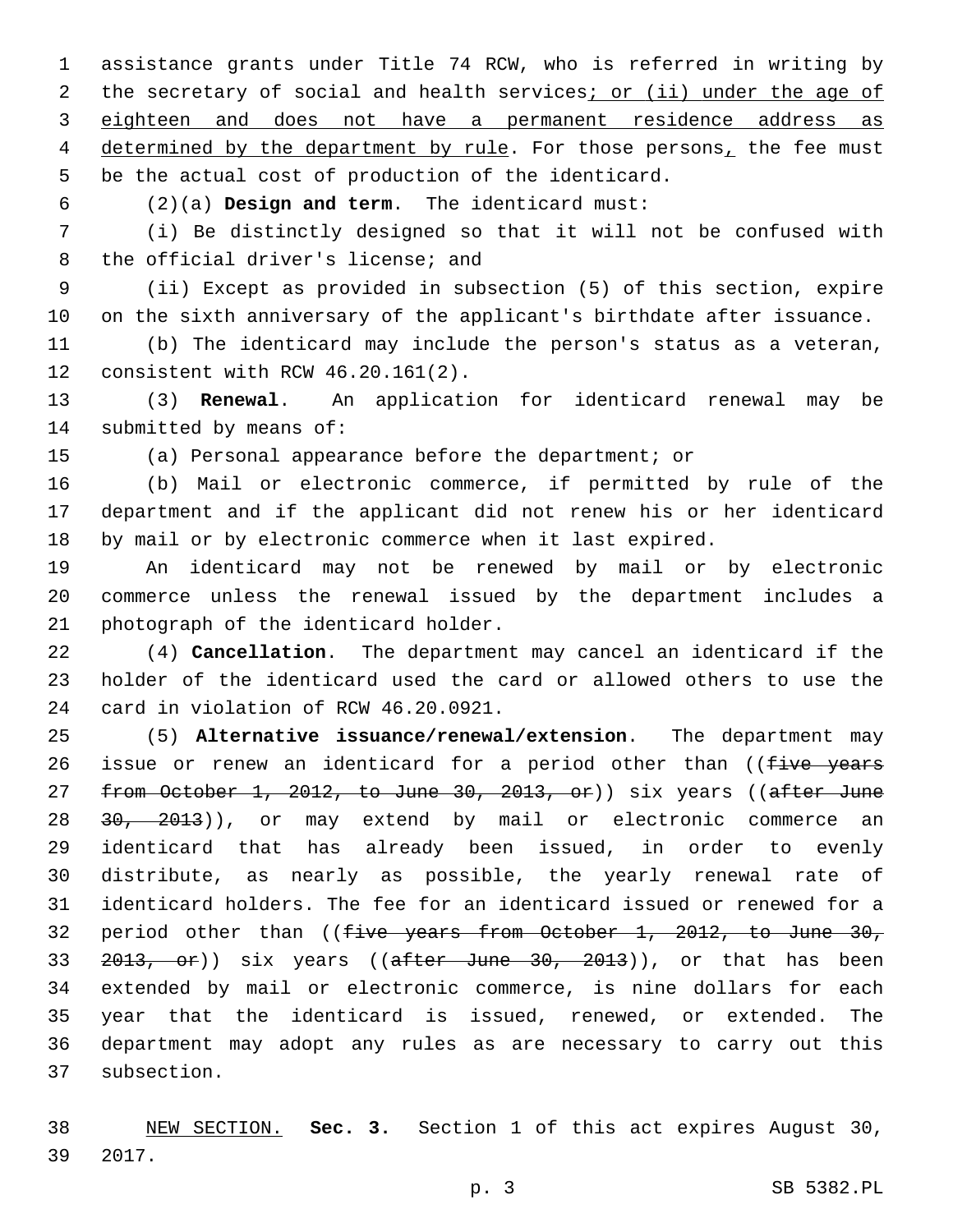assistance grants under Title 74 RCW, who is referred in writing by the secretary of social and health services; or (ii) under the age of eighteen and does not have a permanent residence address as determined by the department by rule. For those persons, the fee must be the actual cost of production of the identicard.

(2)(a) **Design and term**. The identicard must:

(i) Be distinctly designed so that it will not be confused with the official driver's license; and

(ii) Except as provided in subsection (5) of this section, expire on the sixth anniversary of the applicant's birthdate after issuance.

(b) The identicard may include the person's status as a veteran, consistent with RCW 46.20.161(2).

(3) **Renewal**. An application for identicard renewal may be submitted by means of:

(a) Personal appearance before the department; or

(b) Mail or electronic commerce, if permitted by rule of the department and if the applicant did not renew his or her identicard by mail or by electronic commerce when it last expired.

An identicard may not be renewed by mail or by electronic commerce unless the renewal issued by the department includes a photograph of the identicard holder.

(4) **Cancellation**. The department may cancel an identicard if the holder of the identicard used the card or allowed others to use the card in violation of RCW 46.20.0921.

(5) **Alternative issuance/renewal/extension**. The department may issue or renew an identicard for a period other than ((~~five years from October 1, 2012, to June 30, 2013, or~~)) six years ((~~after June 30, 2013~~)), or may extend by mail or electronic commerce an identicard that has already been issued, in order to evenly distribute, as nearly as possible, the yearly renewal rate of identicard holders. The fee for an identicard issued or renewed for a period other than ((~~five years from October 1, 2012, to June 30, 2013, or~~)) six years ((~~after June 30, 2013~~)), or that has been extended by mail or electronic commerce, is nine dollars for each year that the identicard is issued, renewed, or extended. The department may adopt any rules as are necessary to carry out this subsection.

NEW SECTION. **Sec. 3.** Section 1 of this act expires August 30, 2017.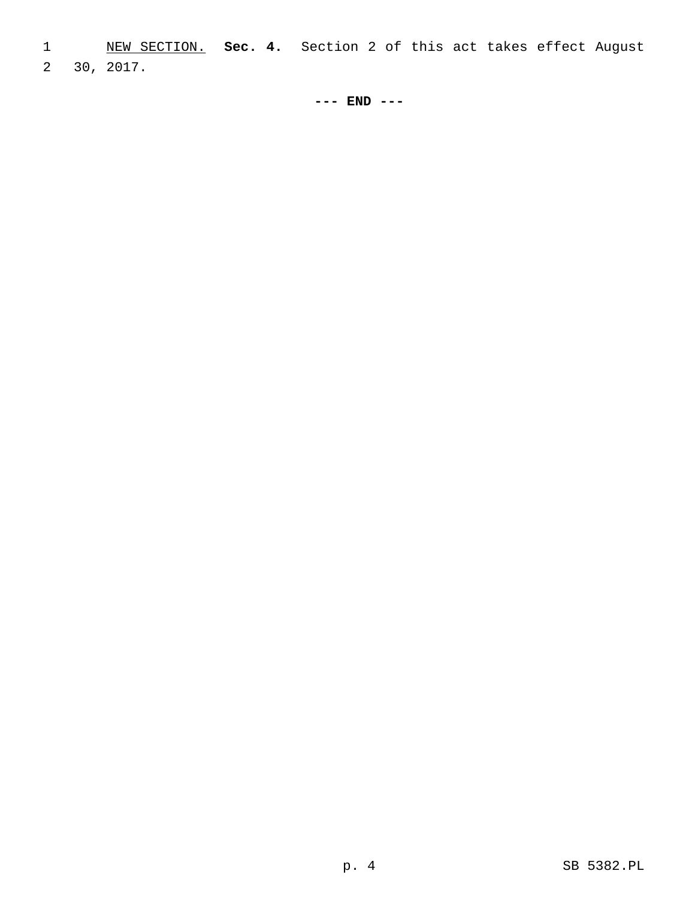NEW SECTION. **Sec. 4.** Section 2 of this act takes effect August 30, 2017.

**--- END ---**